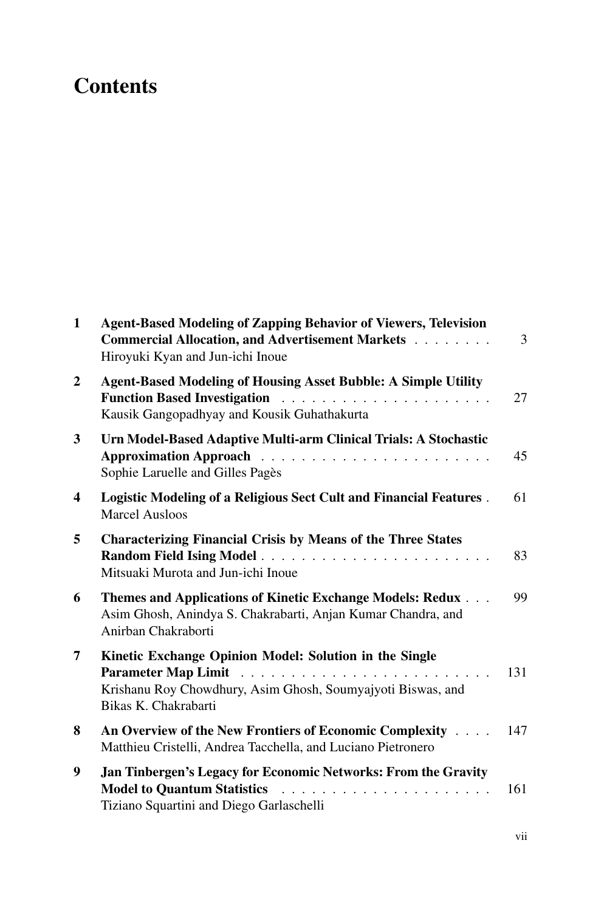# Contents

| | | |
|---|---|---|
| **1** | **Agent-Based Modeling of Zapping Behavior of Viewers, Television Commercial Allocation, and Advertisement Markets**<br>Hiroyuki Kyan and Jun-ichi Inoue | 3 |
| **2** | **Agent-Based Modeling of Housing Asset Bubble: A Simple Utility Function Based Investigation**<br>Kausik Gangopadhyay and Kousik Guhathakurta | 27 |
| **3** | **Urn Model-Based Adaptive Multi-arm Clinical Trials: A Stochastic Approximation Approach**<br>Sophie Laruelle and Gilles Pagès | 45 |
| **4** | **Logistic Modeling of a Religious Sect Cult and Financial Features**<br>Marcel Ausloos | 61 |
| **5** | **Characterizing Financial Crisis by Means of the Three States Random Field Ising Model**<br>Mitsuaki Murota and Jun-ichi Inoue | 83 |
| **6** | **Themes and Applications of Kinetic Exchange Models: Redux**<br>Asim Ghosh, Anindya S. Chakrabarti, Anjan Kumar Chandra, and Anirban Chakraborti | 99 |
| **7** | **Kinetic Exchange Opinion Model: Solution in the Single Parameter Map Limit**<br>Krishanu Roy Chowdhury, Asim Ghosh, Soumyajyoti Biswas, and Bikas K. Chakrabarti | 131 |
| **8** | **An Overview of the New Frontiers of Economic Complexity**<br>Matthieu Cristelli, Andrea Tacchella, and Luciano Pietronero | 147 |
| **9** | **Jan Tinbergen's Legacy for Economic Networks: From the Gravity Model to Quantum Statistics**<br>Tiziano Squartini and Diego Garlaschelli | 161 |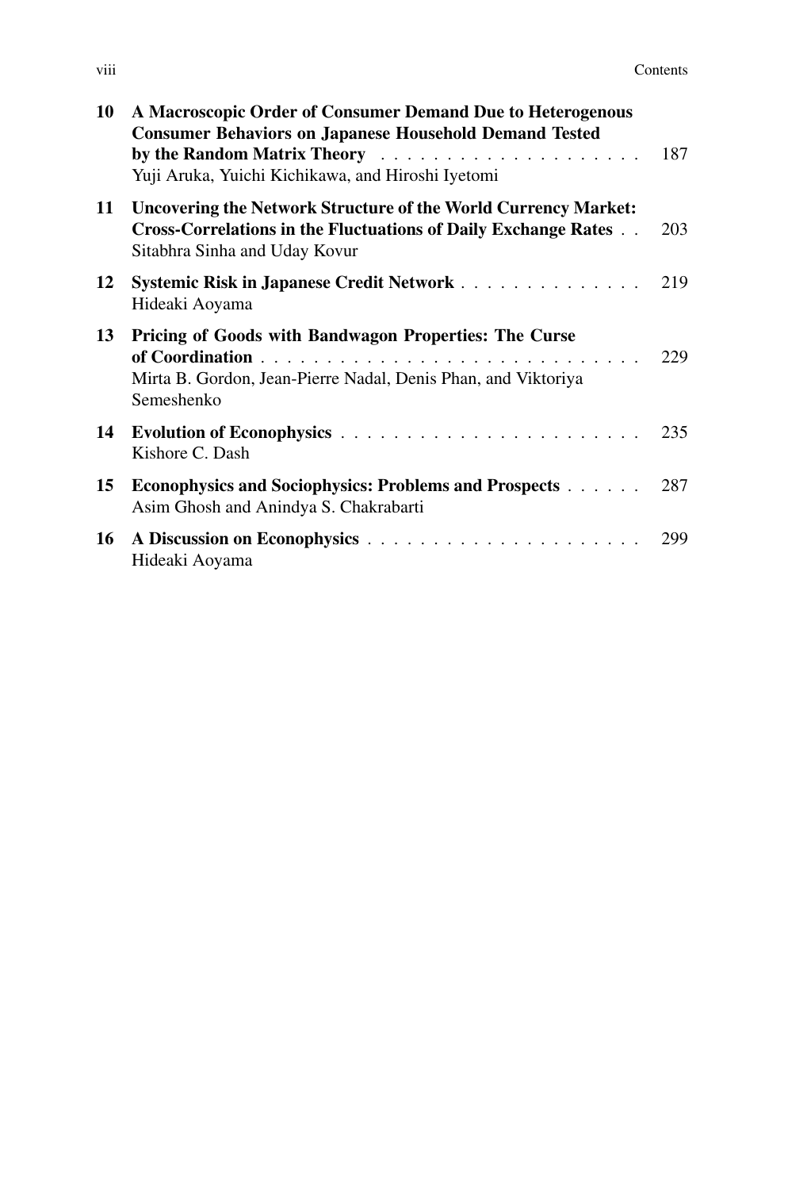**10 A Macroscopic Order of Consumer Demand Due to Heterogenous Consumer Behaviors on Japanese Household Demand Tested by the Random Matrix Theory** . . . . . . . . . . . . . . . . . . . . 187
Yuji Aruka, Yuichi Kichikawa, and Hiroshi Iyetomi

**11 Uncovering the Network Structure of the World Currency Market: Cross-Correlations in the Fluctuations of Daily Exchange Rates** . . 203
Sitabhra Sinha and Uday Kovur

**12 Systemic Risk in Japanese Credit Network** . . . . . . . . . . . . . . 219
Hideaki Aoyama

**13 Pricing of Goods with Bandwagon Properties: The Curse of Coordination** . . . . . . . . . . . . . . . . . . . . . . . . . . . . . 229
Mirta B. Gordon, Jean-Pierre Nadal, Denis Phan, and Viktoriya Semeshenko

**14 Evolution of Econophysics** . . . . . . . . . . . . . . . . . . . . . . . 235
Kishore C. Dash

**15 Econophysics and Sociophysics: Problems and Prospects** . . . . . . 287
Asim Ghosh and Anindya S. Chakrabarti

**16 A Discussion on Econophysics** . . . . . . . . . . . . . . . . . . . . . 299
Hideaki Aoyama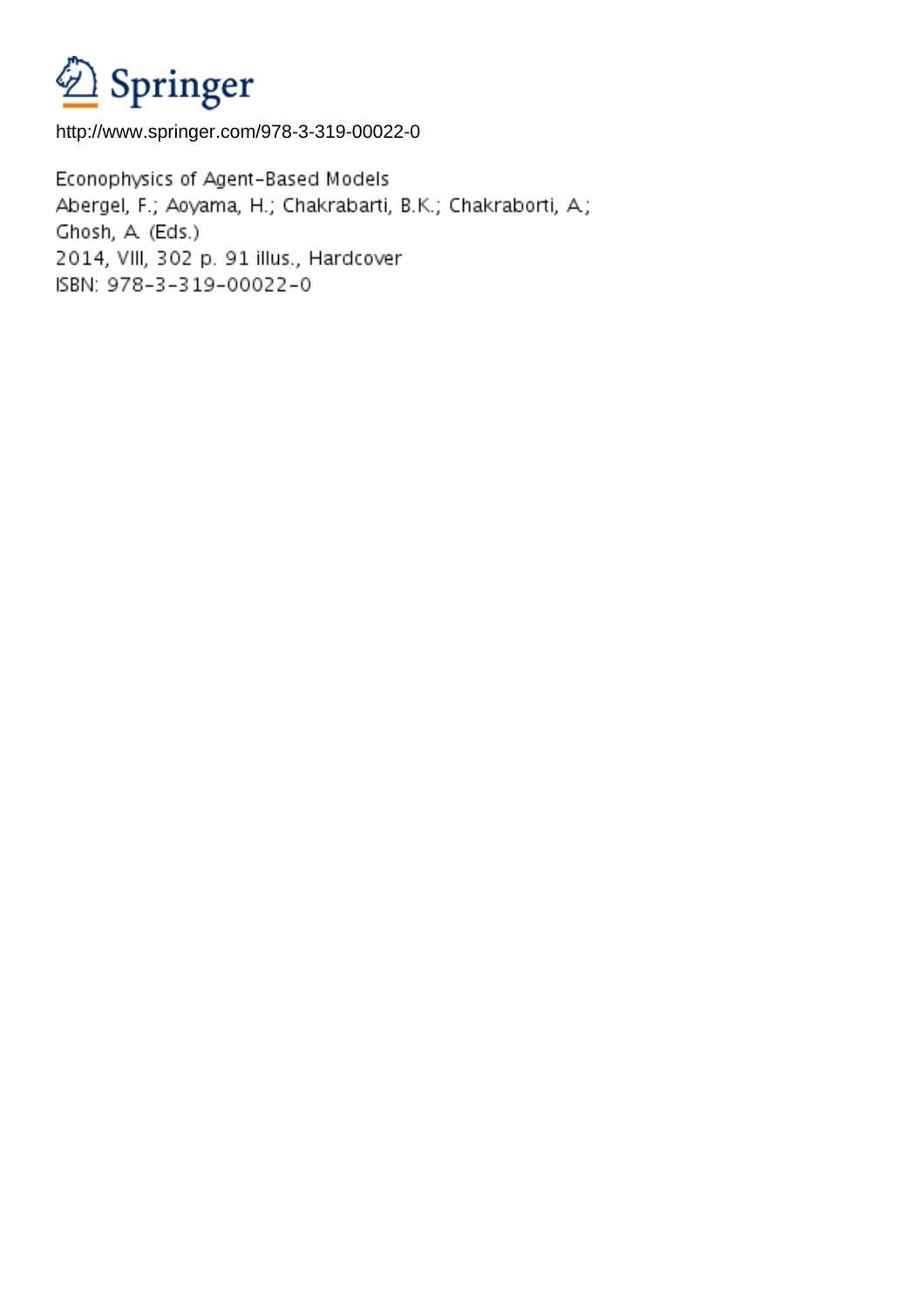Springer

http://www.springer.com/978-3-319-00022-0

Econophysics of Agent-Based Models
Abergel, F.; Aoyama, H.; Chakrabarti, B.K.; Chakraborti, A.;
Ghosh, A. (Eds.)
2014, VIII, 302 p. 91 illus., Hardcover
ISBN: 978-3-319-00022-0